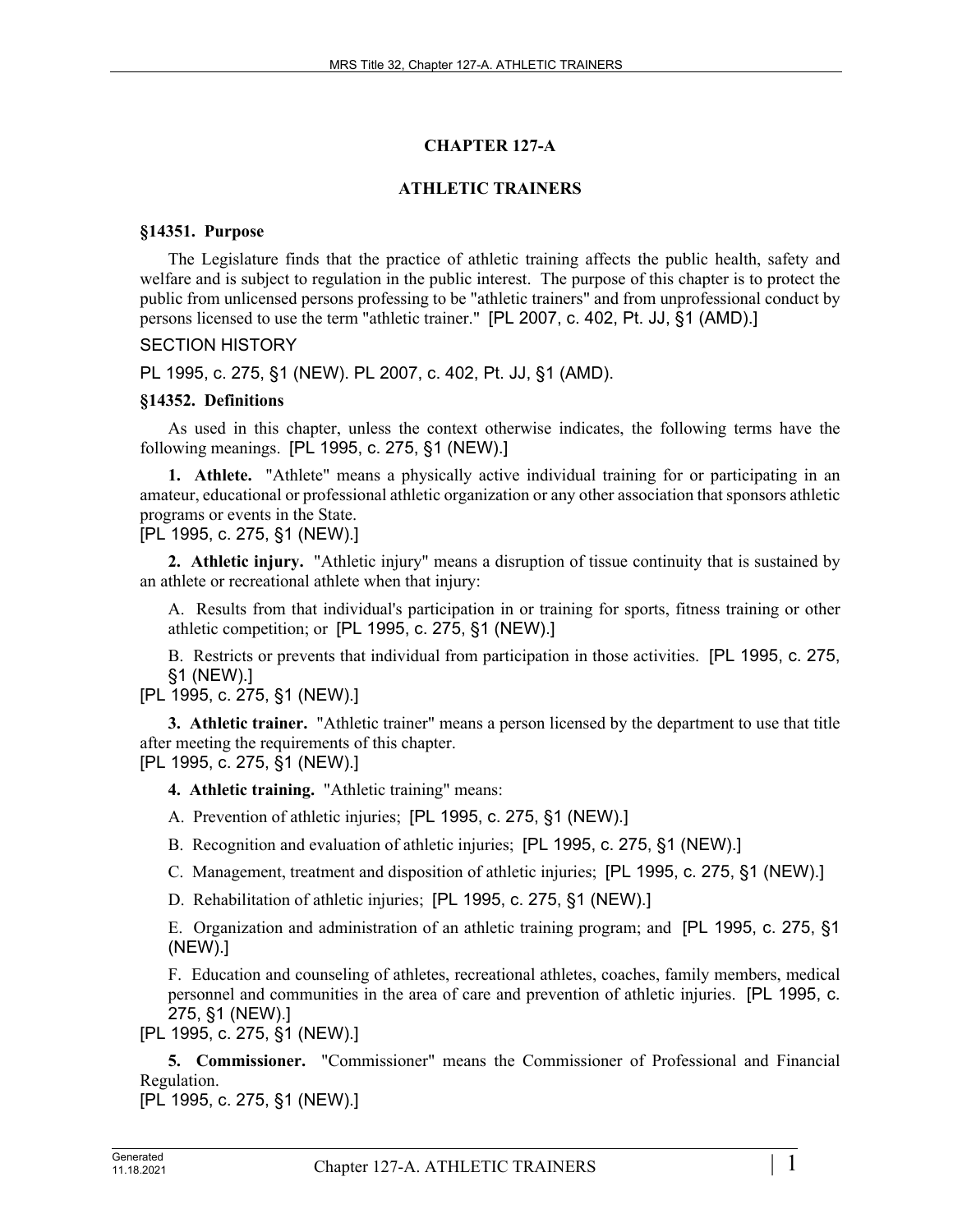# CHAPTER 127-A

# ATHLETIC TRAINERS

### §14351. Purpose

The Legislature finds that the practice of athletic training affects the public health, safety and welfare and is subject to regulation in the public interest. The purpose of this chapter is to protect the public from unlicensed persons professing to be "athletic trainers" and from unprofessional conduct by persons licensed to use the term "athletic trainer." [PL 2007, c. 402, Pt. JJ, §1 (AMD).]

SECTION HISTORY

PL 1995, c. 275, §1 (NEW). PL 2007, c. 402, Pt. JJ, §1 (AMD).

### §14352. Definitions

As used in this chapter, unless the context otherwise indicates, the following terms have the following meanings. [PL 1995, c. 275, §1 (NEW).]

**1. Athlete.** "Athlete" means a physically active individual training for or participating in an amateur, educational or professional athletic organization or any other association that sponsors athletic programs or events in the State.
[PL 1995, c. 275, §1 (NEW).]

**2. Athletic injury.** "Athletic injury" means a disruption of tissue continuity that is sustained by an athlete or recreational athlete when that injury:

A. Results from that individual's participation in or training for sports, fitness training or other athletic competition; or [PL 1995, c. 275, §1 (NEW).]

B. Restricts or prevents that individual from participation in those activities. [PL 1995, c. 275, §1 (NEW).]

[PL 1995, c. 275, §1 (NEW).]

**3. Athletic trainer.** "Athletic trainer" means a person licensed by the department to use that title after meeting the requirements of this chapter.
[PL 1995, c. 275, §1 (NEW).]

**4. Athletic training.** "Athletic training" means:

A. Prevention of athletic injuries; [PL 1995, c. 275, §1 (NEW).]

B. Recognition and evaluation of athletic injuries; [PL 1995, c. 275, §1 (NEW).]

C. Management, treatment and disposition of athletic injuries; [PL 1995, c. 275, §1 (NEW).]

D. Rehabilitation of athletic injuries; [PL 1995, c. 275, §1 (NEW).]

E. Organization and administration of an athletic training program; and [PL 1995, c. 275, §1 (NEW).]

F. Education and counseling of athletes, recreational athletes, coaches, family members, medical personnel and communities in the area of care and prevention of athletic injuries. [PL 1995, c. 275, §1 (NEW).]

[PL 1995, c. 275, §1 (NEW).]

**5. Commissioner.** "Commissioner" means the Commissioner of Professional and Financial Regulation.
[PL 1995, c. 275, §1 (NEW).]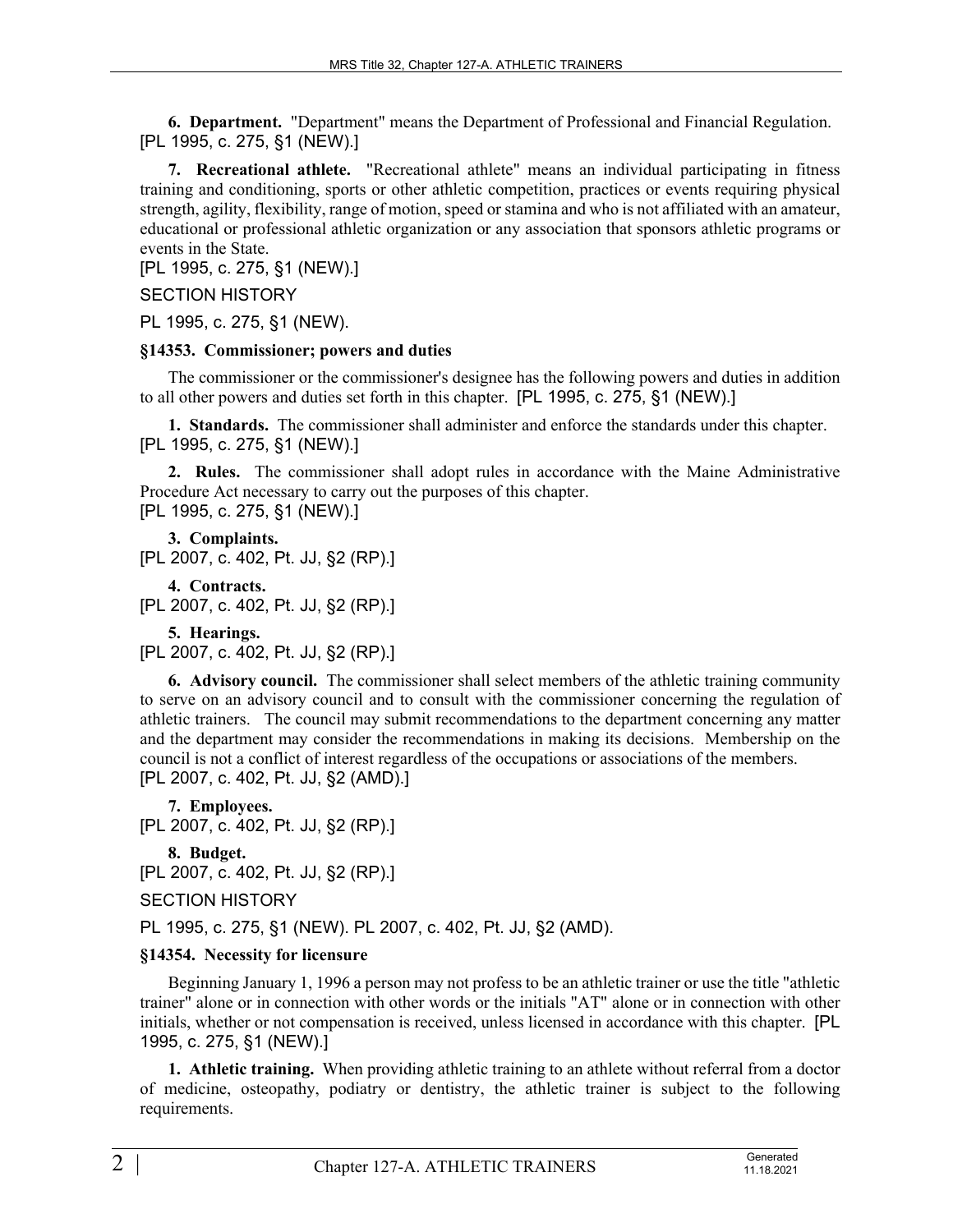**6. Department.** "Department" means the Department of Professional and Financial Regulation. [PL 1995, c. 275, §1 (NEW).]

**7. Recreational athlete.** "Recreational athlete" means an individual participating in fitness training and conditioning, sports or other athletic competition, practices or events requiring physical strength, agility, flexibility, range of motion, speed or stamina and who is not affiliated with an amateur, educational or professional athletic organization or any association that sponsors athletic programs or events in the State.
[PL 1995, c. 275, §1 (NEW).]

SECTION HISTORY

PL 1995, c. 275, §1 (NEW).

### §14353. Commissioner; powers and duties

The commissioner or the commissioner's designee has the following powers and duties in addition to all other powers and duties set forth in this chapter. [PL 1995, c. 275, §1 (NEW).]

**1. Standards.** The commissioner shall administer and enforce the standards under this chapter. [PL 1995, c. 275, §1 (NEW).]

**2. Rules.** The commissioner shall adopt rules in accordance with the Maine Administrative Procedure Act necessary to carry out the purposes of this chapter.
[PL 1995, c. 275, §1 (NEW).]

**3. Complaints.**
[PL 2007, c. 402, Pt. JJ, §2 (RP).]

**4. Contracts.**
[PL 2007, c. 402, Pt. JJ, §2 (RP).]

**5. Hearings.**
[PL 2007, c. 402, Pt. JJ, §2 (RP).]

**6. Advisory council.** The commissioner shall select members of the athletic training community to serve on an advisory council and to consult with the commissioner concerning the regulation of athletic trainers. The council may submit recommendations to the department concerning any matter and the department may consider the recommendations in making its decisions. Membership on the council is not a conflict of interest regardless of the occupations or associations of the members.
[PL 2007, c. 402, Pt. JJ, §2 (AMD).]

**7. Employees.**
[PL 2007, c. 402, Pt. JJ, §2 (RP).]

**8. Budget.**
[PL 2007, c. 402, Pt. JJ, §2 (RP).]

SECTION HISTORY

PL 1995, c. 275, §1 (NEW). PL 2007, c. 402, Pt. JJ, §2 (AMD).

### §14354. Necessity for licensure

Beginning January 1, 1996 a person may not profess to be an athletic trainer or use the title "athletic trainer" alone or in connection with other words or the initials "AT" alone or in connection with other initials, whether or not compensation is received, unless licensed in accordance with this chapter. [PL 1995, c. 275, §1 (NEW).]

**1. Athletic training.** When providing athletic training to an athlete without referral from a doctor of medicine, osteopathy, podiatry or dentistry, the athletic trainer is subject to the following requirements.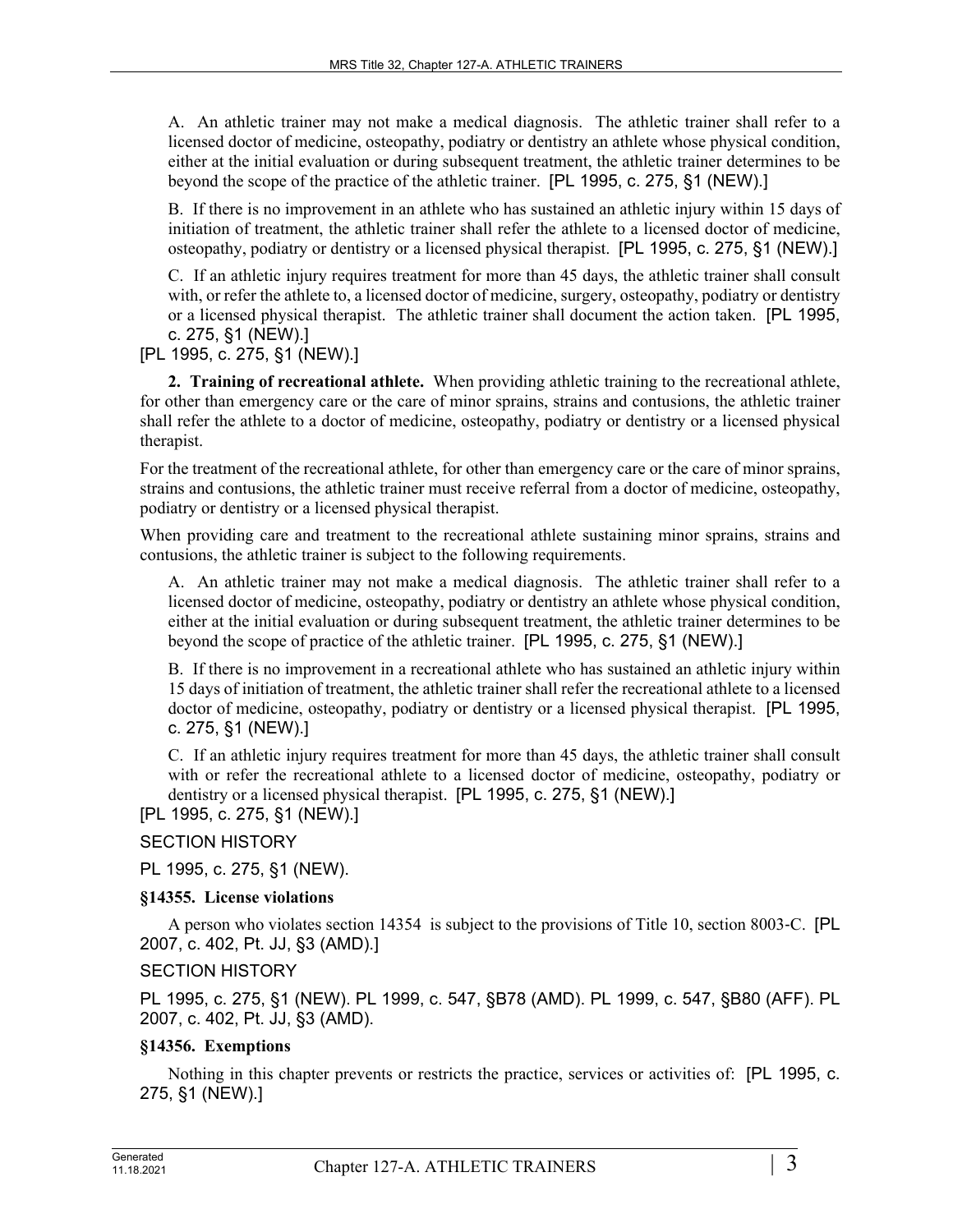A. An athletic trainer may not make a medical diagnosis. The athletic trainer shall refer to a licensed doctor of medicine, osteopathy, podiatry or dentistry an athlete whose physical condition, either at the initial evaluation or during subsequent treatment, the athletic trainer determines to be beyond the scope of the practice of the athletic trainer. [PL 1995, c. 275, §1 (NEW).]

B. If there is no improvement in an athlete who has sustained an athletic injury within 15 days of initiation of treatment, the athletic trainer shall refer the athlete to a licensed doctor of medicine, osteopathy, podiatry or dentistry or a licensed physical therapist. [PL 1995, c. 275, §1 (NEW).]

C. If an athletic injury requires treatment for more than 45 days, the athletic trainer shall consult with, or refer the athlete to, a licensed doctor of medicine, surgery, osteopathy, podiatry or dentistry or a licensed physical therapist. The athletic trainer shall document the action taken. [PL 1995, c. 275, §1 (NEW).]

[PL 1995, c. 275, §1 (NEW).]

**2. Training of recreational athlete.** When providing athletic training to the recreational athlete, for other than emergency care or the care of minor sprains, strains and contusions, the athletic trainer shall refer the athlete to a doctor of medicine, osteopathy, podiatry or dentistry or a licensed physical therapist.

For the treatment of the recreational athlete, for other than emergency care or the care of minor sprains, strains and contusions, the athletic trainer must receive referral from a doctor of medicine, osteopathy, podiatry or dentistry or a licensed physical therapist.

When providing care and treatment to the recreational athlete sustaining minor sprains, strains and contusions, the athletic trainer is subject to the following requirements.

A. An athletic trainer may not make a medical diagnosis. The athletic trainer shall refer to a licensed doctor of medicine, osteopathy, podiatry or dentistry an athlete whose physical condition, either at the initial evaluation or during subsequent treatment, the athletic trainer determines to be beyond the scope of practice of the athletic trainer. [PL 1995, c. 275, §1 (NEW).]

B. If there is no improvement in a recreational athlete who has sustained an athletic injury within 15 days of initiation of treatment, the athletic trainer shall refer the recreational athlete to a licensed doctor of medicine, osteopathy, podiatry or dentistry or a licensed physical therapist. [PL 1995, c. 275, §1 (NEW).]

C. If an athletic injury requires treatment for more than 45 days, the athletic trainer shall consult with or refer the recreational athlete to a licensed doctor of medicine, osteopathy, podiatry or dentistry or a licensed physical therapist. [PL 1995, c. 275, §1 (NEW).]

[PL 1995, c. 275, §1 (NEW).]

SECTION HISTORY

PL 1995, c. 275, §1 (NEW).

### §14355. License violations

A person who violates section 14354 is subject to the provisions of Title 10, section 8003-C. [PL 2007, c. 402, Pt. JJ, §3 (AMD).]

SECTION HISTORY

PL 1995, c. 275, §1 (NEW). PL 1999, c. 547, §B78 (AMD). PL 1999, c. 547, §B80 (AFF). PL 2007, c. 402, Pt. JJ, §3 (AMD).

### §14356. Exemptions

Nothing in this chapter prevents or restricts the practice, services or activities of: [PL 1995, c. 275, §1 (NEW).]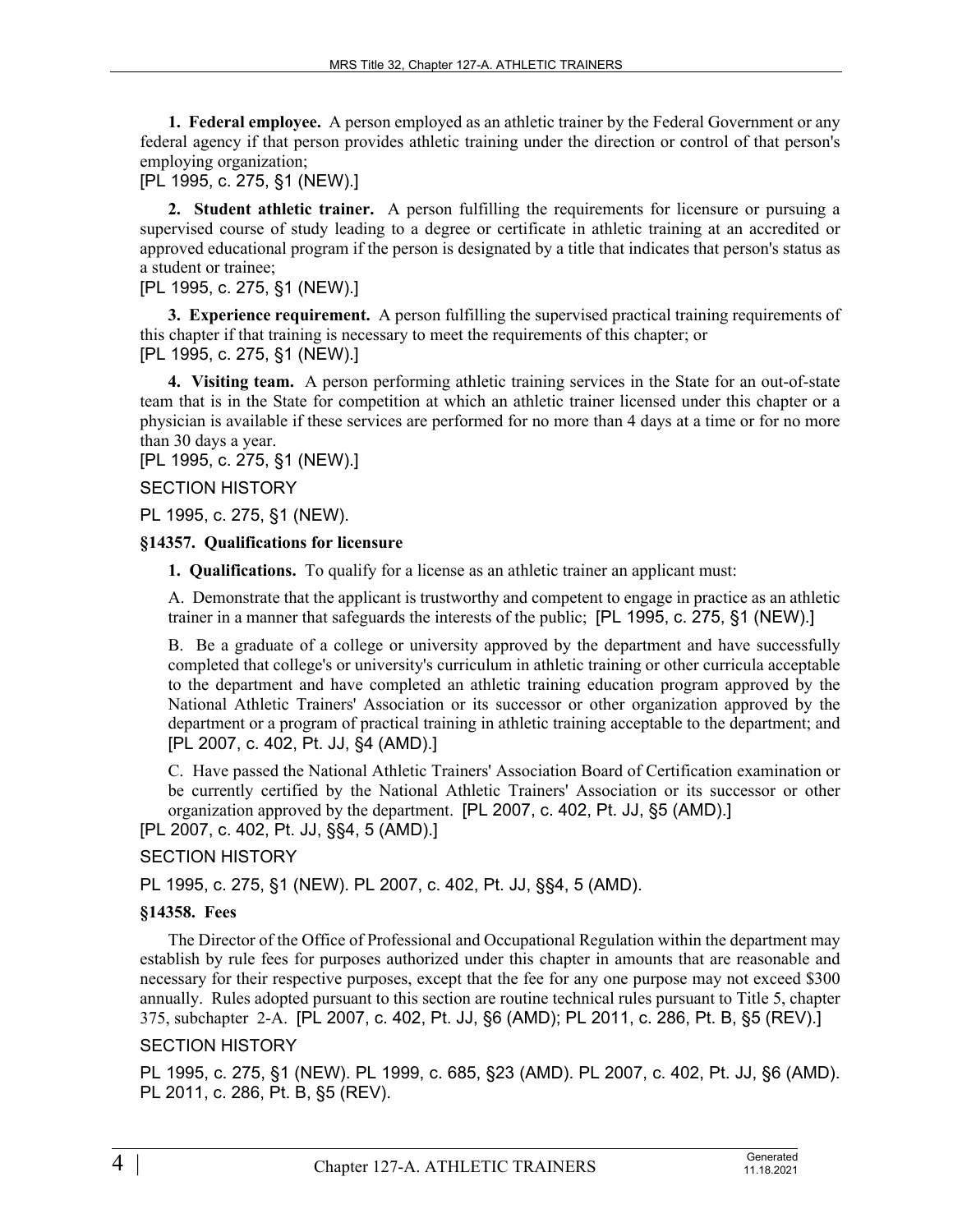**1. Federal employee.** A person employed as an athletic trainer by the Federal Government or any federal agency if that person provides athletic training under the direction or control of that person's employing organization;

[PL 1995, c. 275, §1 (NEW).]

**2. Student athletic trainer.** A person fulfilling the requirements for licensure or pursuing a supervised course of study leading to a degree or certificate in athletic training at an accredited or approved educational program if the person is designated by a title that indicates that person's status as a student or trainee;

[PL 1995, c. 275, §1 (NEW).]

**3. Experience requirement.** A person fulfilling the supervised practical training requirements of this chapter if that training is necessary to meet the requirements of this chapter; or

[PL 1995, c. 275, §1 (NEW).]

**4. Visiting team.** A person performing athletic training services in the State for an out-of-state team that is in the State for competition at which an athletic trainer licensed under this chapter or a physician is available if these services are performed for no more than 4 days at a time or for no more than 30 days a year.

[PL 1995, c. 275, §1 (NEW).]

SECTION HISTORY

PL 1995, c. 275, §1 (NEW).

### §14357. Qualifications for licensure

**1. Qualifications.** To qualify for a license as an athletic trainer an applicant must:

A. Demonstrate that the applicant is trustworthy and competent to engage in practice as an athletic trainer in a manner that safeguards the interests of the public; [PL 1995, c. 275, §1 (NEW).]

B. Be a graduate of a college or university approved by the department and have successfully completed that college's or university's curriculum in athletic training or other curricula acceptable to the department and have completed an athletic training education program approved by the National Athletic Trainers' Association or its successor or other organization approved by the department or a program of practical training in athletic training acceptable to the department; and [PL 2007, c. 402, Pt. JJ, §4 (AMD).]

C. Have passed the National Athletic Trainers' Association Board of Certification examination or be currently certified by the National Athletic Trainers' Association or its successor or other organization approved by the department. [PL 2007, c. 402, Pt. JJ, §5 (AMD).]

[PL 2007, c. 402, Pt. JJ, §§4, 5 (AMD).]

SECTION HISTORY

PL 1995, c. 275, §1 (NEW). PL 2007, c. 402, Pt. JJ, §§4, 5 (AMD).

### §14358. Fees

The Director of the Office of Professional and Occupational Regulation within the department may establish by rule fees for purposes authorized under this chapter in amounts that are reasonable and necessary for their respective purposes, except that the fee for any one purpose may not exceed $300 annually. Rules adopted pursuant to this section are routine technical rules pursuant to Title 5, chapter 375, subchapter 2-A. [PL 2007, c. 402, Pt. JJ, §6 (AMD); PL 2011, c. 286, Pt. B, §5 (REV).]

SECTION HISTORY

PL 1995, c. 275, §1 (NEW). PL 1999, c. 685, §23 (AMD). PL 2007, c. 402, Pt. JJ, §6 (AMD). PL 2011, c. 286, Pt. B, §5 (REV).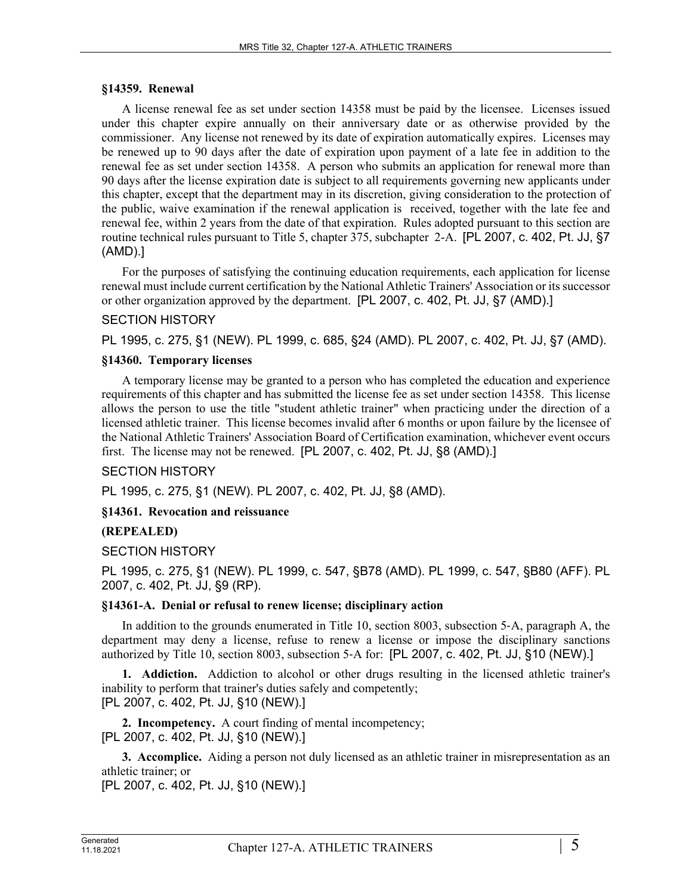### §14359. Renewal

A license renewal fee as set under section 14358 must be paid by the licensee. Licenses issued under this chapter expire annually on their anniversary date or as otherwise provided by the commissioner. Any license not renewed by its date of expiration automatically expires. Licenses may be renewed up to 90 days after the date of expiration upon payment of a late fee in addition to the renewal fee as set under section 14358. A person who submits an application for renewal more than 90 days after the license expiration date is subject to all requirements governing new applicants under this chapter, except that the department may in its discretion, giving consideration to the protection of the public, waive examination if the renewal application is received, together with the late fee and renewal fee, within 2 years from the date of that expiration. Rules adopted pursuant to this section are routine technical rules pursuant to Title 5, chapter 375, subchapter 2-A. [PL 2007, c. 402, Pt. JJ, §7 (AMD).]

For the purposes of satisfying the continuing education requirements, each application for license renewal must include current certification by the National Athletic Trainers' Association or its successor or other organization approved by the department. [PL 2007, c. 402, Pt. JJ, §7 (AMD).]

SECTION HISTORY

PL 1995, c. 275, §1 (NEW). PL 1999, c. 685, §24 (AMD). PL 2007, c. 402, Pt. JJ, §7 (AMD).

### §14360. Temporary licenses

A temporary license may be granted to a person who has completed the education and experience requirements of this chapter and has submitted the license fee as set under section 14358. This license allows the person to use the title "student athletic trainer" when practicing under the direction of a licensed athletic trainer. This license becomes invalid after 6 months or upon failure by the licensee of the National Athletic Trainers' Association Board of Certification examination, whichever event occurs first. The license may not be renewed. [PL 2007, c. 402, Pt. JJ, §8 (AMD).]

SECTION HISTORY

PL 1995, c. 275, §1 (NEW). PL 2007, c. 402, Pt. JJ, §8 (AMD).

### §14361. Revocation and reissuance

**(REPEALED)**

SECTION HISTORY

PL 1995, c. 275, §1 (NEW). PL 1999, c. 547, §B78 (AMD). PL 1999, c. 547, §B80 (AFF). PL 2007, c. 402, Pt. JJ, §9 (RP).

### §14361-A. Denial or refusal to renew license; disciplinary action

In addition to the grounds enumerated in Title 10, section 8003, subsection 5-A, paragraph A, the department may deny a license, refuse to renew a license or impose the disciplinary sanctions authorized by Title 10, section 8003, subsection 5-A for: [PL 2007, c. 402, Pt. JJ, §10 (NEW).]

**1. Addiction.** Addiction to alcohol or other drugs resulting in the licensed athletic trainer's inability to perform that trainer's duties safely and competently;
[PL 2007, c. 402, Pt. JJ, §10 (NEW).]

**2. Incompetency.** A court finding of mental incompetency;
[PL 2007, c. 402, Pt. JJ, §10 (NEW).]

**3. Accomplice.** Aiding a person not duly licensed as an athletic trainer in misrepresentation as an athletic trainer; or
[PL 2007, c. 402, Pt. JJ, §10 (NEW).]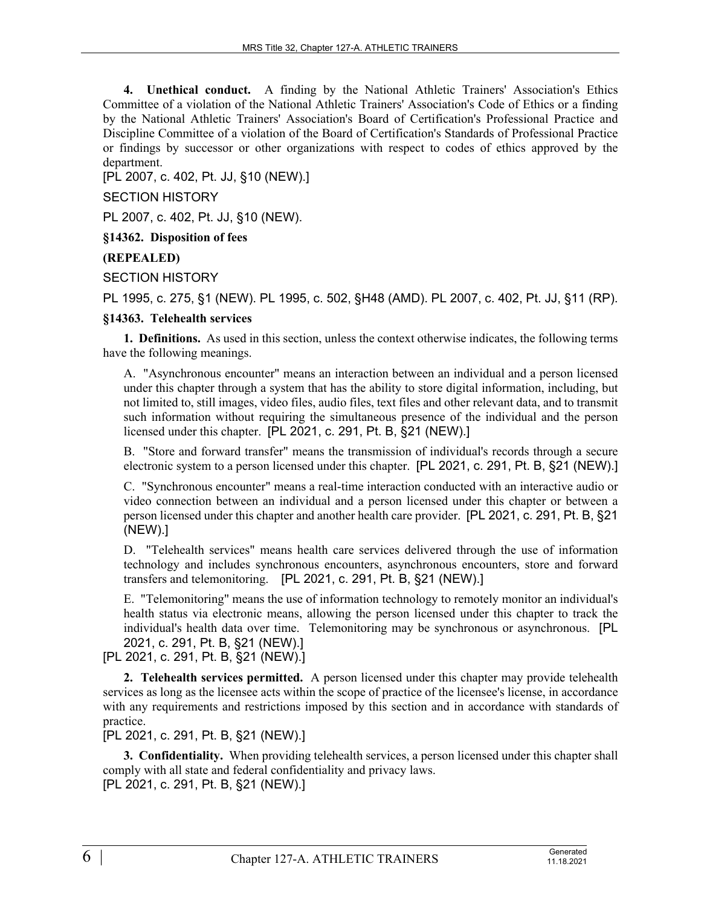**4. Unethical conduct.** A finding by the National Athletic Trainers' Association's Ethics Committee of a violation of the National Athletic Trainers' Association's Code of Ethics or a finding by the National Athletic Trainers' Association's Board of Certification's Professional Practice and Discipline Committee of a violation of the Board of Certification's Standards of Professional Practice or findings by successor or other organizations with respect to codes of ethics approved by the department.

[PL 2007, c. 402, Pt. JJ, §10 (NEW).]

SECTION HISTORY

PL 2007, c. 402, Pt. JJ, §10 (NEW).

**§14362. Disposition of fees**

**(REPEALED)**

SECTION HISTORY

PL 1995, c. 275, §1 (NEW). PL 1995, c. 502, §H48 (AMD). PL 2007, c. 402, Pt. JJ, §11 (RP).

**§14363. Telehealth services**

**1. Definitions.** As used in this section, unless the context otherwise indicates, the following terms have the following meanings.

A. "Asynchronous encounter" means an interaction between an individual and a person licensed under this chapter through a system that has the ability to store digital information, including, but not limited to, still images, video files, audio files, text files and other relevant data, and to transmit such information without requiring the simultaneous presence of the individual and the person licensed under this chapter. [PL 2021, c. 291, Pt. B, §21 (NEW).]

B. "Store and forward transfer" means the transmission of individual's records through a secure electronic system to a person licensed under this chapter. [PL 2021, c. 291, Pt. B, §21 (NEW).]

C. "Synchronous encounter" means a real-time interaction conducted with an interactive audio or video connection between an individual and a person licensed under this chapter or between a person licensed under this chapter and another health care provider. [PL 2021, c. 291, Pt. B, §21 (NEW).]

D. "Telehealth services" means health care services delivered through the use of information technology and includes synchronous encounters, asynchronous encounters, store and forward transfers and telemonitoring. [PL 2021, c. 291, Pt. B, §21 (NEW).]

E. "Telemonitoring" means the use of information technology to remotely monitor an individual's health status via electronic means, allowing the person licensed under this chapter to track the individual's health data over time. Telemonitoring may be synchronous or asynchronous. [PL 2021, c. 291, Pt. B, §21 (NEW).]

[PL 2021, c. 291, Pt. B, §21 (NEW).]

**2. Telehealth services permitted.** A person licensed under this chapter may provide telehealth services as long as the licensee acts within the scope of practice of the licensee's license, in accordance with any requirements and restrictions imposed by this section and in accordance with standards of practice.

[PL 2021, c. 291, Pt. B, §21 (NEW).]

**3. Confidentiality.** When providing telehealth services, a person licensed under this chapter shall comply with all state and federal confidentiality and privacy laws.

[PL 2021, c. 291, Pt. B, §21 (NEW).]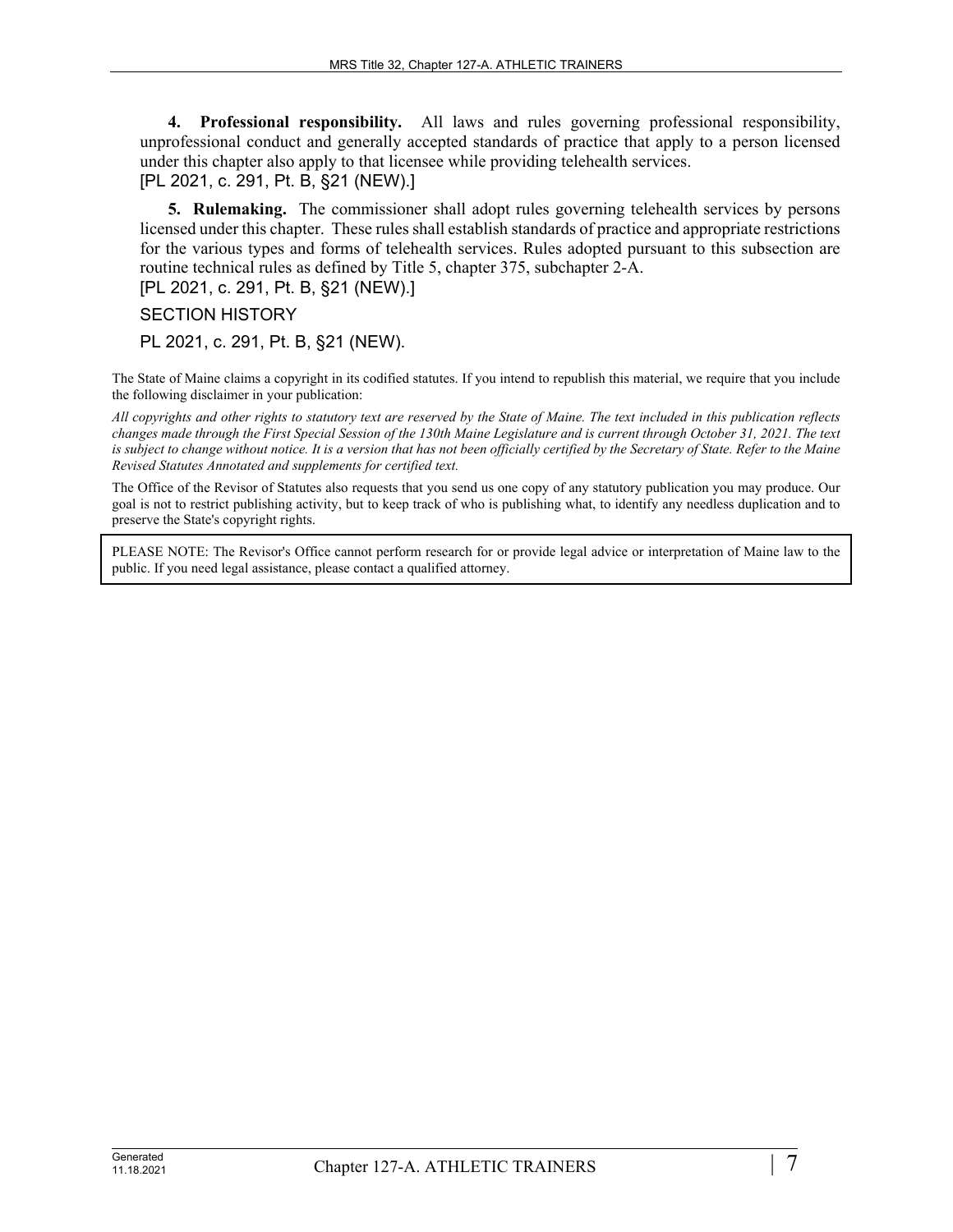**4. Professional responsibility.** All laws and rules governing professional responsibility, unprofessional conduct and generally accepted standards of practice that apply to a person licensed under this chapter also apply to that licensee while providing telehealth services.

[PL 2021, c. 291, Pt. B, §21 (NEW).]

**5. Rulemaking.** The commissioner shall adopt rules governing telehealth services by persons licensed under this chapter. These rules shall establish standards of practice and appropriate restrictions for the various types and forms of telehealth services. Rules adopted pursuant to this subsection are routine technical rules as defined by Title 5, chapter 375, subchapter 2-A.

[PL 2021, c. 291, Pt. B, §21 (NEW).]

SECTION HISTORY

PL 2021, c. 291, Pt. B, §21 (NEW).

The State of Maine claims a copyright in its codified statutes. If you intend to republish this material, we require that you include the following disclaimer in your publication:

*All copyrights and other rights to statutory text are reserved by the State of Maine. The text included in this publication reflects changes made through the First Special Session of the 130th Maine Legislature and is current through October 31, 2021. The text is subject to change without notice. It is a version that has not been officially certified by the Secretary of State. Refer to the Maine Revised Statutes Annotated and supplements for certified text.*

The Office of the Revisor of Statutes also requests that you send us one copy of any statutory publication you may produce. Our goal is not to restrict publishing activity, but to keep track of who is publishing what, to identify any needless duplication and to preserve the State's copyright rights.

PLEASE NOTE: The Revisor's Office cannot perform research for or provide legal advice or interpretation of Maine law to the public. If you need legal assistance, please contact a qualified attorney.